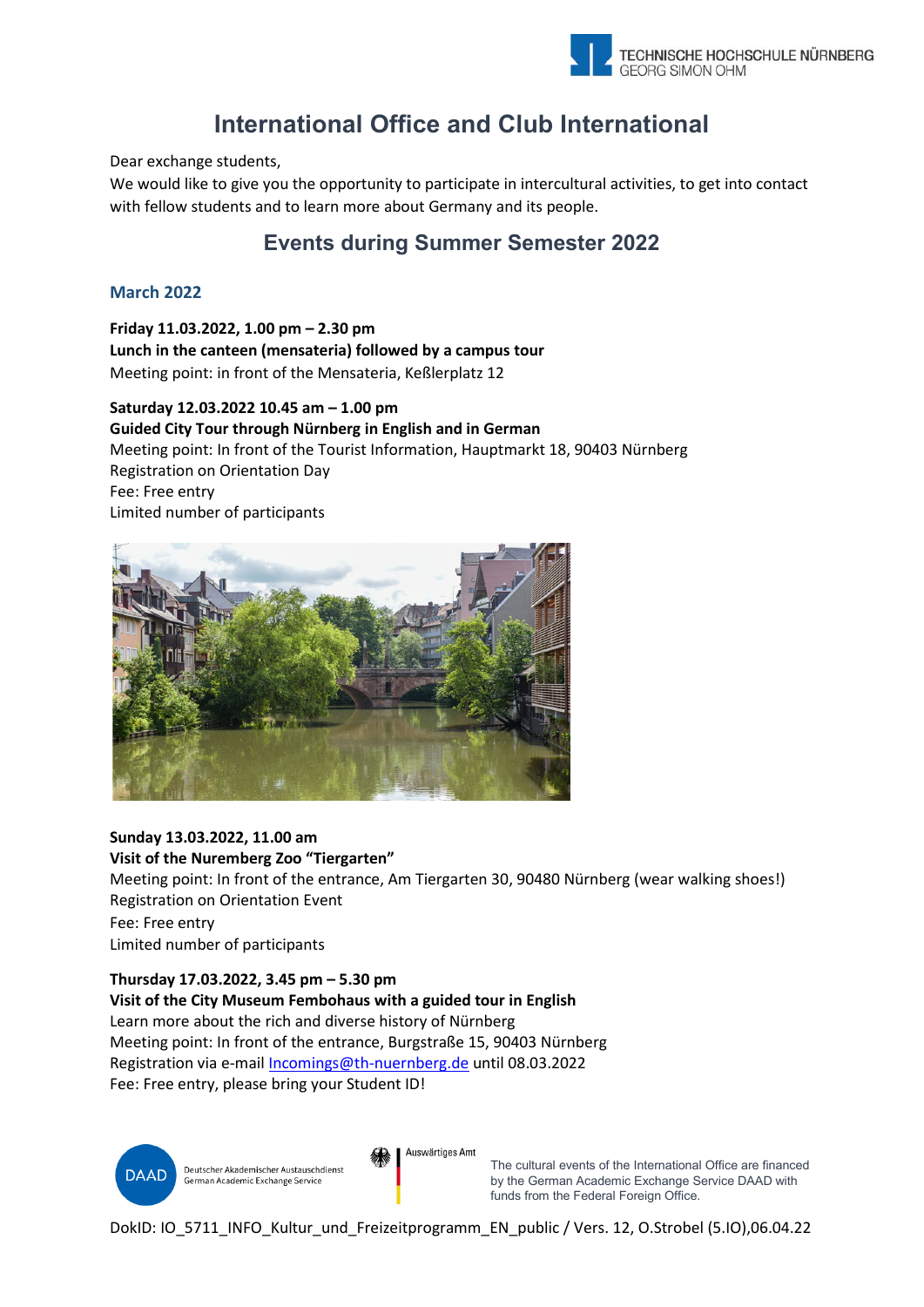# International Office and Club International

Dear exchange students,
We would like to give you the opportunity to participate in intercultural activities, to get into contact with fellow students and to learn more about Germany and its people.

## Events during Summer Semester 2022

### March 2022

**Friday 11.03.2022, 1.00 pm – 2.30 pm**
**Lunch in the canteen (mensateria) followed by a campus tour**
Meeting point: in front of the Mensateria, Keßlerplatz 12

**Saturday 12.03.2022 10.45 am – 1.00 pm**
**Guided City Tour through Nürnberg in English and in German**
Meeting point: In front of the Tourist Information, Hauptmarkt 18, 90403 Nürnberg
Registration on Orientation Day
Fee: Free entry
Limited number of participants

**Sunday 13.03.2022, 11.00 am**
**Visit of the Nuremberg Zoo "Tiergarten"**
Meeting point: In front of the entrance, Am Tiergarten 30, 90480 Nürnberg (wear walking shoes!)
Registration on Orientation Event
Fee: Free entry
Limited number of participants

**Thursday 17.03.2022, 3.45 pm – 5.30 pm**
**Visit of the City Museum Fembohaus with a guided tour in English**
Learn more about the rich and diverse history of Nürnberg
Meeting point: In front of the entrance, Burgstraße 15, 90403 Nürnberg
Registration via e-mail Incomings@th-nuernberg.de until 08.03.2022
Fee: Free entry, please bring your Student ID!

The cultural events of the International Office are financed by the German Academic Exchange Service DAAD with funds from the Federal Foreign Office.

DokID: IO_5711_INFO_Kultur_und_Freizeitprogramm_EN_public / Vers. 12, O.Strobel (5.IO),06.04.22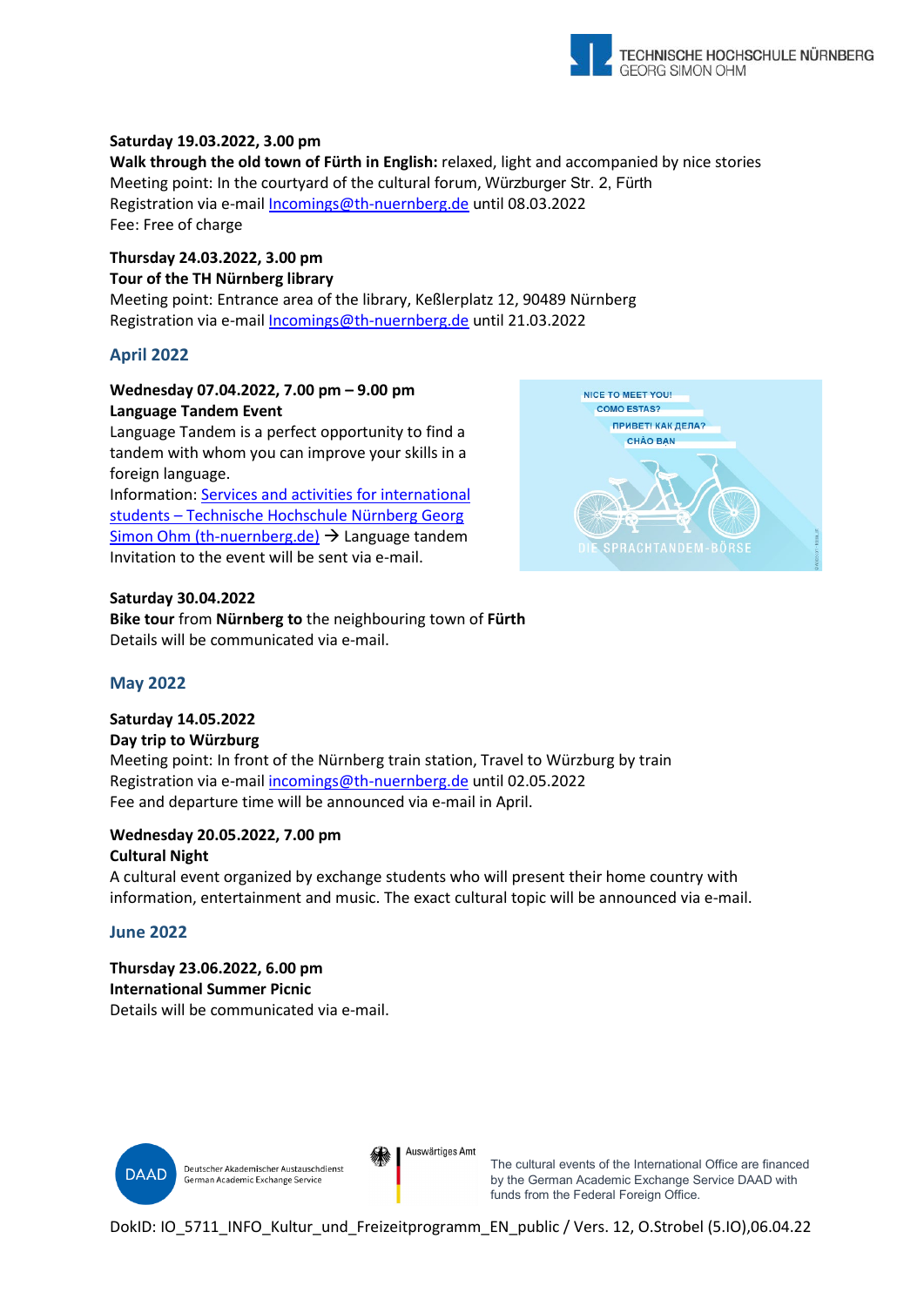**Saturday 19.03.2022, 3.00 pm**
**Walk through the old town of Fürth in English:** relaxed, light and accompanied by nice stories
Meeting point: In the courtyard of the cultural forum, Würzburger Str. 2, Fürth
Registration via e-mail Incomings@th-nuernberg.de until 08.03.2022
Fee: Free of charge

**Thursday 24.03.2022, 3.00 pm**
**Tour of the TH Nürnberg library**
Meeting point: Entrance area of the library, Keßlerplatz 12, 90489 Nürnberg
Registration via e-mail Incomings@th-nuernberg.de until 21.03.2022

## April 2022

**Wednesday 07.04.2022, 7.00 pm – 9.00 pm**
**Language Tandem Event**
Language Tandem is a perfect opportunity to find a tandem with whom you can improve your skills in a foreign language.
Information: Services and activities for international students – Technische Hochschule Nürnberg Georg Simon Ohm (th-nuernberg.de) → Language tandem
Invitation to the event will be sent via e-mail.

**Saturday 30.04.2022**
**Bike tour** from **Nürnberg to** the neighbouring town of **Fürth**
Details will be communicated via e-mail.

## May 2022

**Saturday 14.05.2022**
**Day trip to Würzburg**
Meeting point: In front of the Nürnberg train station, Travel to Würzburg by train
Registration via e-mail incomings@th-nuernberg.de until 02.05.2022
Fee and departure time will be announced via e-mail in April.

**Wednesday 20.05.2022, 7.00 pm**
**Cultural Night**
A cultural event organized by exchange students who will present their home country with information, entertainment and music. The exact cultural topic will be announced via e-mail.

## June 2022

**Thursday 23.06.2022, 6.00 pm**
**International Summer Picnic**
Details will be communicated via e-mail.

The cultural events of the International Office are financed by the German Academic Exchange Service DAAD with funds from the Federal Foreign Office.

DokID: IO_5711_INFO_Kultur_und_Freizeitprogramm_EN_public / Vers. 12, O.Strobel (5.IO),06.04.22